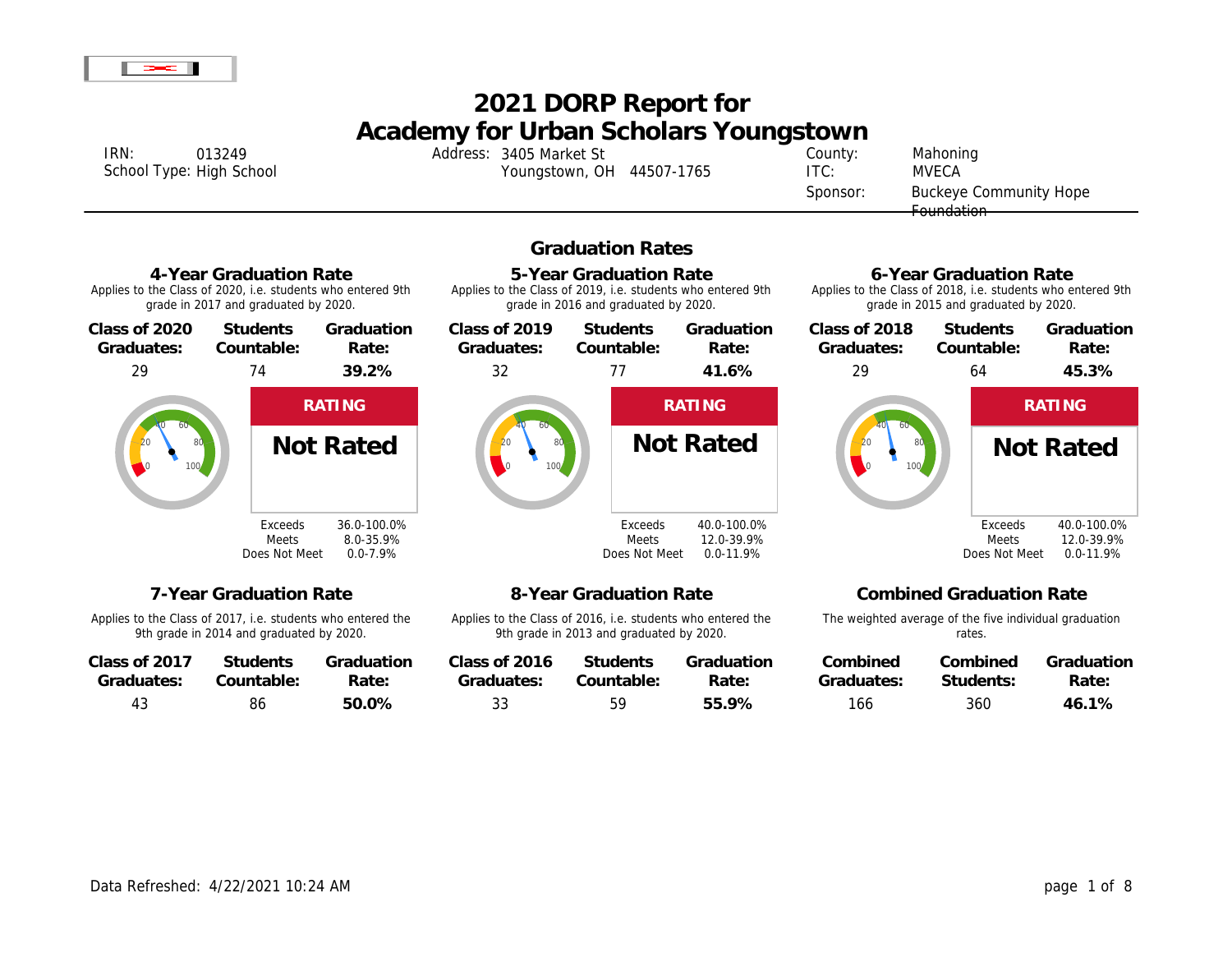# 2021 DORP Report for Academy for Urban Scholars Youngstown

IRN: 013249
School Type: High School

Address: 3405 Market St
Youngstown, OH 44507-1765

County: Mahoning
ITC: MVECA
Sponsor: Buckeye Community Hope Foundation

## Graduation Rates

### 4-Year Graduation Rate

Applies to the Class of 2020, i.e. students who entered 9th grade in 2017 and graduated by 2020.

| Class of 2020 Graduates: | Students Countable: | Graduation Rate: |
|---|---|---|
| 29 | 74 | **39.2%** |

**RATING**

**Not Rated**

| | |
|---|---|
| Exceeds | 36.0-100.0% |
| Meets | 8.0-35.9% |
| Does Not Meet | 0.0-7.9% |

### 5-Year Graduation Rate

Applies to the Class of 2019, i.e. students who entered 9th grade in 2016 and graduated by 2020.

| Class of 2019 Graduates: | Students Countable: | Graduation Rate: |
|---|---|---|
| 32 | 77 | **41.6%** |

**RATING**

**Not Rated**

| | |
|---|---|
| Exceeds | 40.0-100.0% |
| Meets | 12.0-39.9% |
| Does Not Meet | 0.0-11.9% |

### 6-Year Graduation Rate

Applies to the Class of 2018, i.e. students who entered 9th grade in 2015 and graduated by 2020.

| Class of 2018 Graduates: | Students Countable: | Graduation Rate: |
|---|---|---|
| 29 | 64 | **45.3%** |

**RATING**

**Not Rated**

| | |
|---|---|
| Exceeds | 40.0-100.0% |
| Meets | 12.0-39.9% |
| Does Not Meet | 0.0-11.9% |

### 7-Year Graduation Rate

Applies to the Class of 2017, i.e. students who entered the 9th grade in 2014 and graduated by 2020.

| Class of 2017 Graduates: | Students Countable: | Graduation Rate: |
|---|---|---|
| 43 | 86 | **50.0%** |

### 8-Year Graduation Rate

Applies to the Class of 2016, i.e. students who entered the 9th grade in 2013 and graduated by 2020.

| Class of 2016 Graduates: | Students Countable: | Graduation Rate: |
|---|---|---|
| 33 | 59 | **55.9%** |

### Combined Graduation Rate

The weighted average of the five individual graduation rates.

| Combined Graduates: | Combined Students: | Graduation Rate: |
|---|---|---|
| 166 | 360 | **46.1%** |

Data Refreshed: 4/22/2021 10:24 AM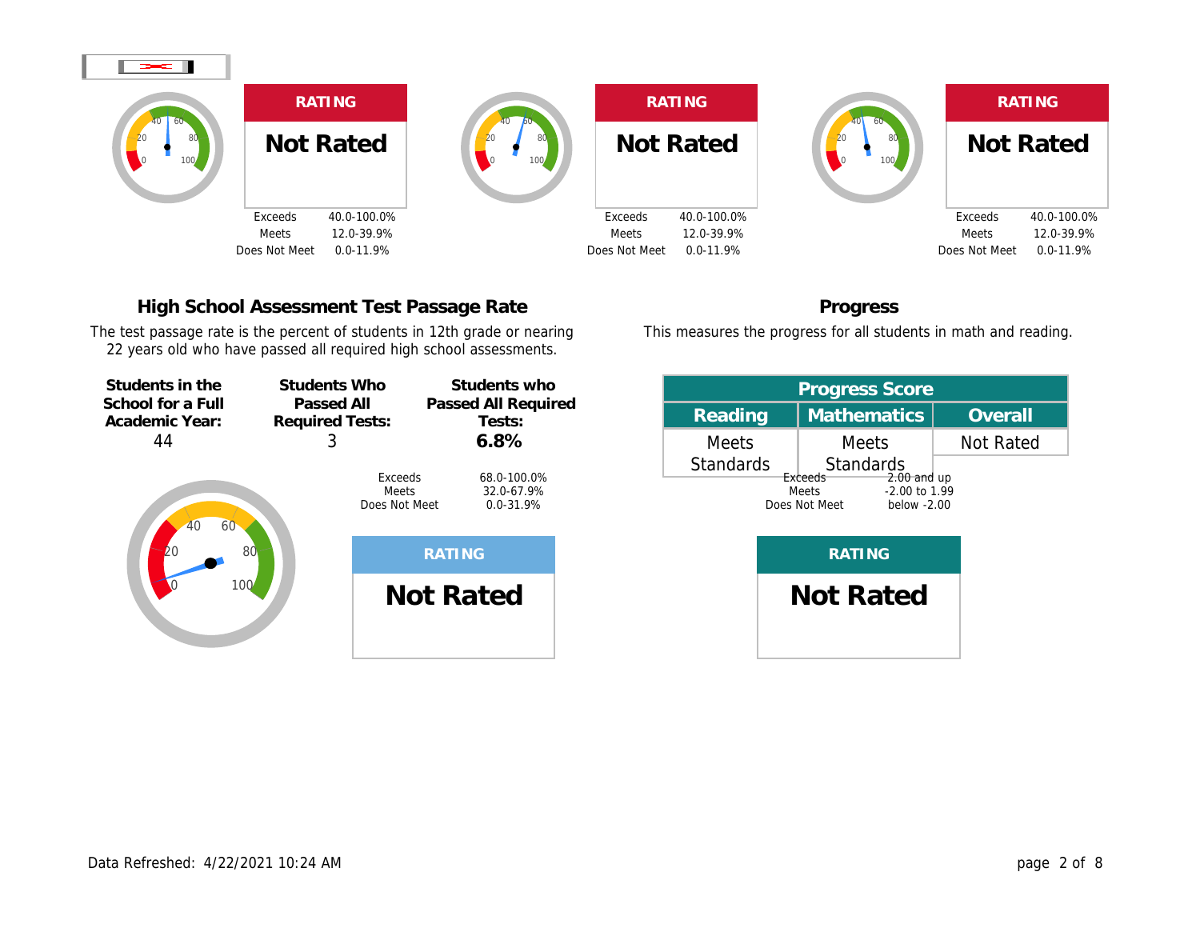**RATING**

**Not Rated**

| | |
|---|---|
| Exceeds | 40.0-100.0% |
| Meets | 12.0-39.9% |
| Does Not Meet | 0.0-11.9% |

**RATING**

**Not Rated**

| | |
|---|---|
| Exceeds | 40.0-100.0% |
| Meets | 12.0-39.9% |
| Does Not Meet | 0.0-11.9% |

**RATING**

**Not Rated**

| | |
|---|---|
| Exceeds | 40.0-100.0% |
| Meets | 12.0-39.9% |
| Does Not Meet | 0.0-11.9% |

## High School Assessment Test Passage Rate

The test passage rate is the percent of students in 12th grade or nearing 22 years old who have passed all required high school assessments.

| Students in the School for a Full Academic Year: | Students Who Passed All Required Tests: | Students who Passed All Required Tests: |
|---|---|---|
| 44 | 3 | **6.8%** |

| | |
|---|---|
| Exceeds | 68.0-100.0% |
| Meets | 32.0-67.9% |
| Does Not Meet | 0.0-31.9% |

**RATING**

**Not Rated**

## Progress

This measures the progress for all students in math and reading.

| Progress Score | | |
|---|---|---|
| Reading | Mathematics | Overall |
| Meets Standards | Meets Standards | Not Rated |

| | |
|---|---|
| Exceeds | 2.00 and up |
| Meets | -2.00 to 1.99 |
| Does Not Meet | below -2.00 |

**RATING**

**Not Rated**

Data Refreshed: 4/22/2021 10:24 AM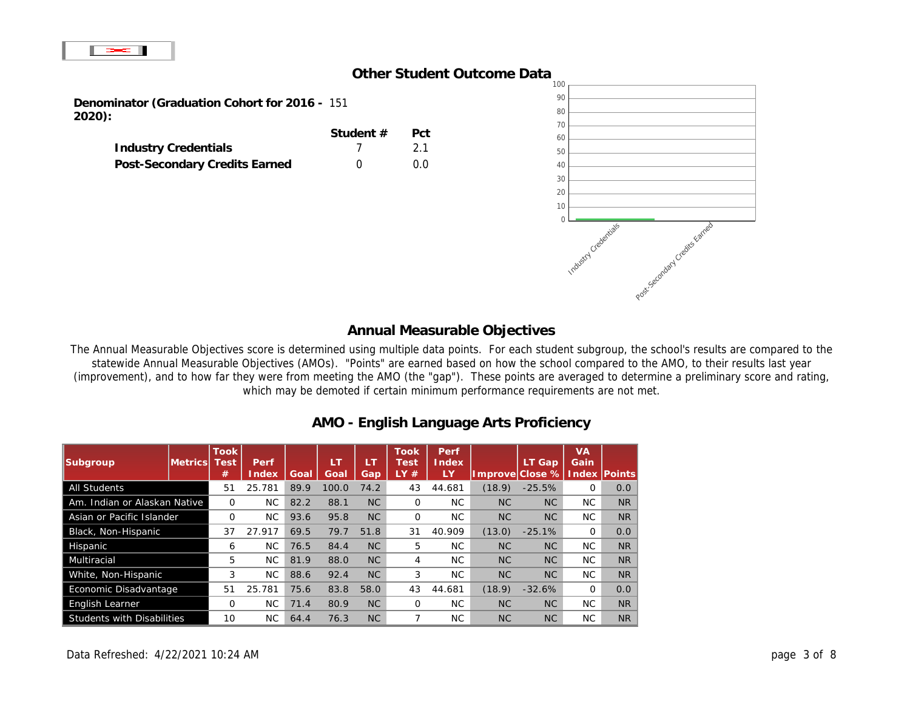## Other Student Outcome Data

**Denominator (Graduation Cohort for 2016 - 2020):** 151

| | Student # | Pct |
|---|---|---|
| **Industry Credentials** | 7 | 2.1 |
| **Post-Secondary Credits Earned** | 0 | 0.0 |

## Annual Measurable Objectives

The Annual Measurable Objectives score is determined using multiple data points. For each student subgroup, the school's results are compared to the statewide Annual Measurable Objectives (AMOs). "Points" are earned based on how the school compared to the AMO, to their results last year (improvement), and to how far they were from meeting the AMO (the "gap"). These points are averaged to determine a preliminary score and rating, which may be demoted if certain minimum performance requirements are not met.

### AMO - English Language Arts Proficiency

| Subgroup | Metrics | Took Test # | Perf Index | Goal | LT Goal | LT Gap | Took Test LY # | Perf Index LY | Improve | LT Gap Close % | VA Gain Index | Points |
|---|---|---|---|---|---|---|---|---|---|---|---|---|
| All Students | | 51 | 25.781 | 89.9 | 100.0 | 74.2 | 43 | 44.681 | (18.9) | -25.5% | 0 | 0.0 |
| Am. Indian or Alaskan Native | | 0 | NC | 82.2 | 88.1 | NC | 0 | NC | NC | NC | NC | NR |
| Asian or Pacific Islander | | 0 | NC | 93.6 | 95.8 | NC | 0 | NC | NC | NC | NC | NR |
| Black, Non-Hispanic | | 37 | 27.917 | 69.5 | 79.7 | 51.8 | 31 | 40.909 | (13.0) | -25.1% | 0 | 0.0 |
| Hispanic | | 6 | NC | 76.5 | 84.4 | NC | 5 | NC | NC | NC | NC | NR |
| Multiracial | | 5 | NC | 81.9 | 88.0 | NC | 4 | NC | NC | NC | NC | NR |
| White, Non-Hispanic | | 3 | NC | 88.6 | 92.4 | NC | 3 | NC | NC | NC | NC | NR |
| Economic Disadvantage | | 51 | 25.781 | 75.6 | 83.8 | 58.0 | 43 | 44.681 | (18.9) | -32.6% | 0 | 0.0 |
| English Learner | | 0 | NC | 71.4 | 80.9 | NC | 0 | NC | NC | NC | NC | NR |
| Students with Disabilities | | 10 | NC | 64.4 | 76.3 | NC | 7 | NC | NC | NC | NC | NR |

Data Refreshed: 4/22/2021 10:24 AM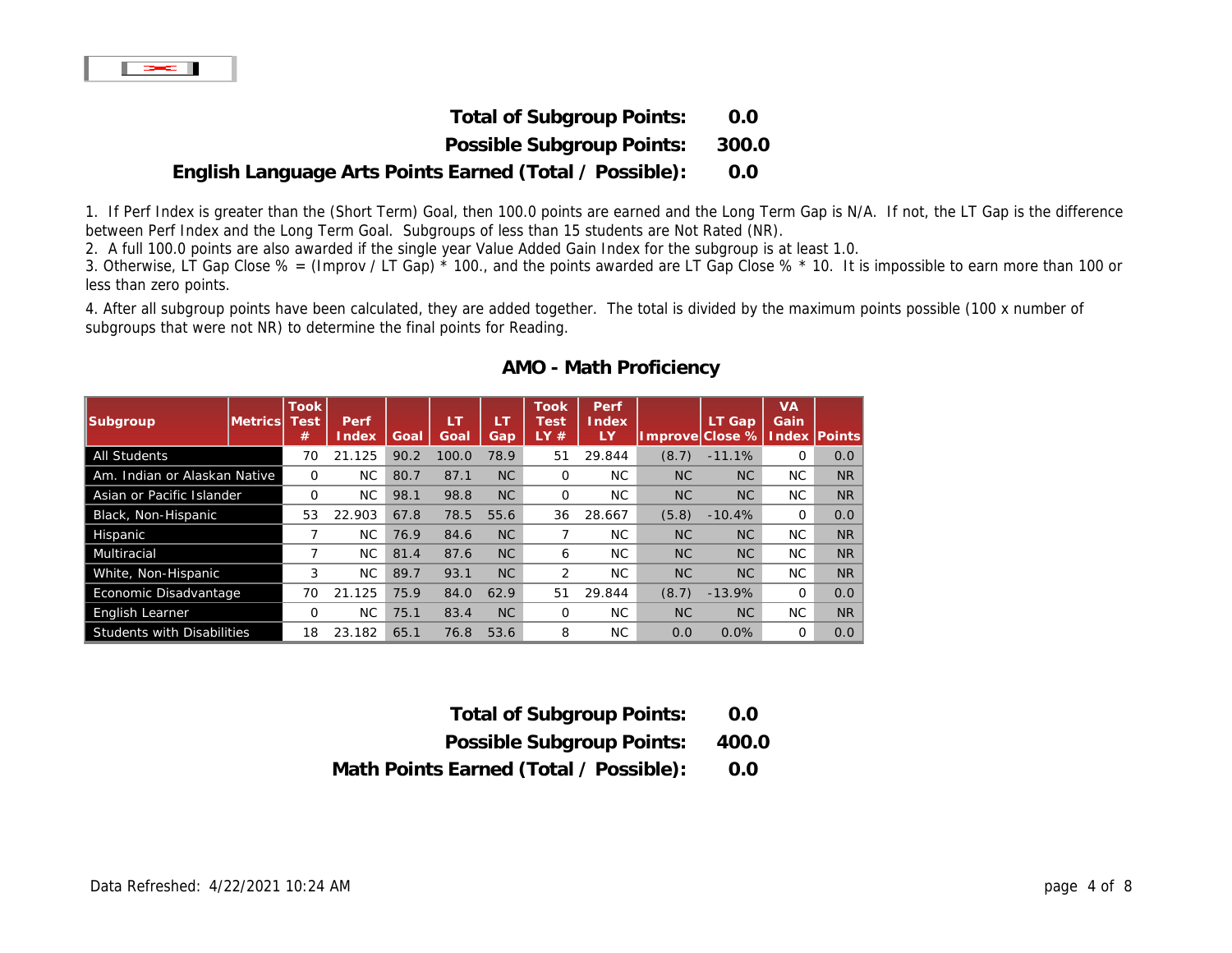**Total of Subgroup Points:** 0.0

**Possible Subgroup Points:** 300.0

**English Language Arts Points Earned (Total / Possible):** 0.0

1. If Perf Index is greater than the (Short Term) Goal, then 100.0 points are earned and the Long Term Gap is N/A. If not, the LT Gap is the difference between Perf Index and the Long Term Goal. Subgroups of less than 15 students are Not Rated (NR).
2. A full 100.0 points are also awarded if the single year Value Added Gain Index for the subgroup is at least 1.0.
3. Otherwise, LT Gap Close % = (Improv / LT Gap) * 100., and the points awarded are LT Gap Close % * 10. It is impossible to earn more than 100 or less than zero points.
4. After all subgroup points have been calculated, they are added together. The total is divided by the maximum points possible (100 x number of subgroups that were not NR) to determine the final points for Reading.

## AMO - Math Proficiency

| Subgroup | Metrics | Took Test # | Perf Index | Goal | LT Goal | LT Gap | Took Test LY # | Perf Index LY | Improve | LT Gap Close % | VA Gain Index | Points |
|---|---|---|---|---|---|---|---|---|---|---|---|---|
| All Students | | 70 | 21.125 | 90.2 | 100.0 | 78.9 | 51 | 29.844 | (8.7) | -11.1% | 0 | 0.0 |
| Am. Indian or Alaskan Native | | 0 | NC | 80.7 | 87.1 | NC | 0 | NC | NC | NC | NC | NR |
| Asian or Pacific Islander | | 0 | NC | 98.1 | 98.8 | NC | 0 | NC | NC | NC | NC | NR |
| Black, Non-Hispanic | | 53 | 22.903 | 67.8 | 78.5 | 55.6 | 36 | 28.667 | (5.8) | -10.4% | 0 | 0.0 |
| Hispanic | | 7 | NC | 76.9 | 84.6 | NC | 7 | NC | NC | NC | NC | NR |
| Multiracial | | 7 | NC | 81.4 | 87.6 | NC | 6 | NC | NC | NC | NC | NR |
| White, Non-Hispanic | | 3 | NC | 89.7 | 93.1 | NC | 2 | NC | NC | NC | NC | NR |
| Economic Disadvantage | | 70 | 21.125 | 75.9 | 84.0 | 62.9 | 51 | 29.844 | (8.7) | -13.9% | 0 | 0.0 |
| English Learner | | 0 | NC | 75.1 | 83.4 | NC | 0 | NC | NC | NC | NC | NR |
| Students with Disabilities | | 18 | 23.182 | 65.1 | 76.8 | 53.6 | 8 | NC | 0.0 | 0.0% | 0 | 0.0 |

**Total of Subgroup Points:** 0.0

**Possible Subgroup Points:** 400.0

**Math Points Earned (Total / Possible):** 0.0

Data Refreshed: 4/22/2021 10:24 AM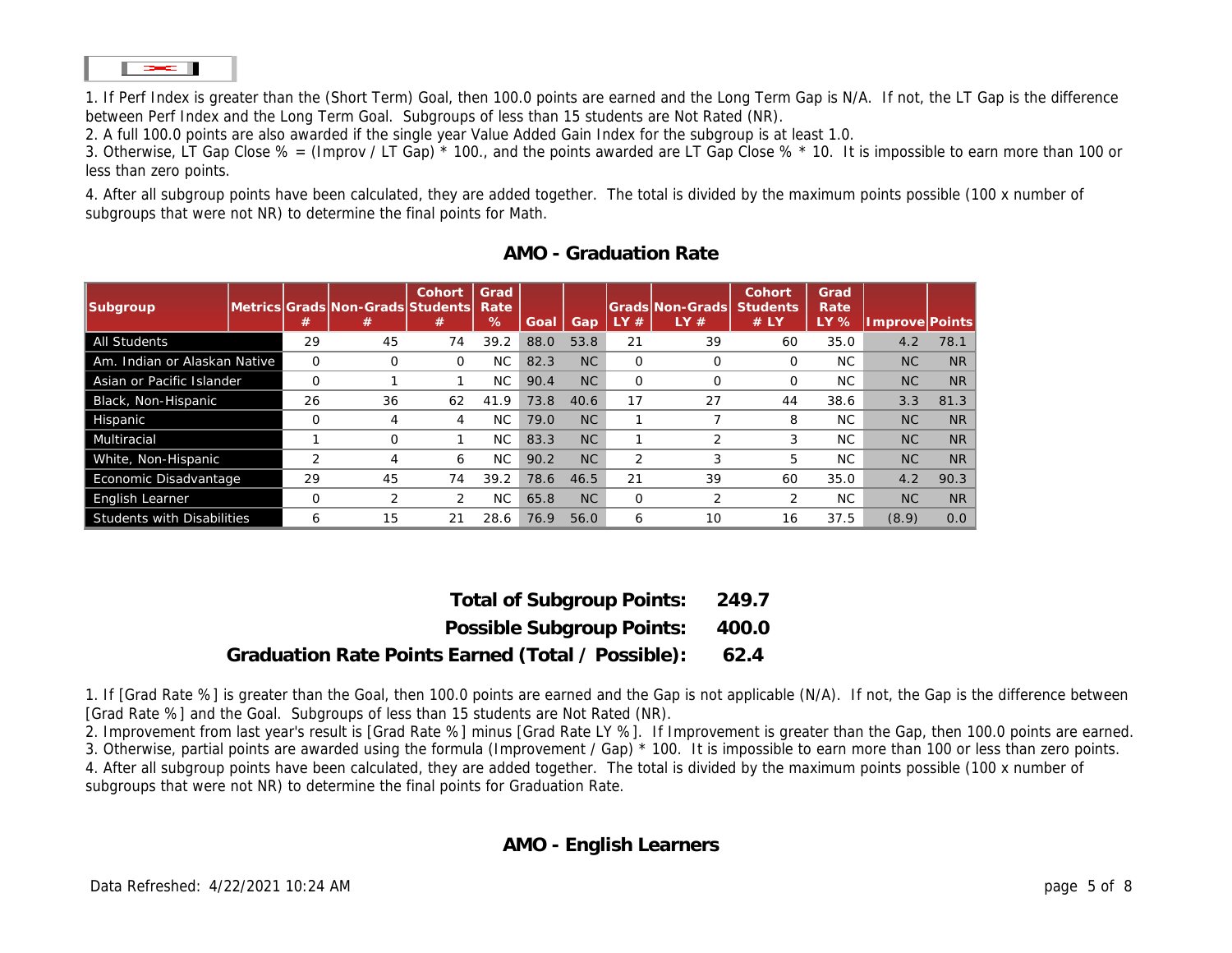1. If Perf Index is greater than the (Short Term) Goal, then 100.0 points are earned and the Long Term Gap is N/A. If not, the LT Gap is the difference between Perf Index and the Long Term Goal. Subgroups of less than 15 students are Not Rated (NR).
2. A full 100.0 points are also awarded if the single year Value Added Gain Index for the subgroup is at least 1.0.
3. Otherwise, LT Gap Close % = (Improv / LT Gap) * 100., and the points awarded are LT Gap Close % * 10. It is impossible to earn more than 100 or less than zero points.

4. After all subgroup points have been calculated, they are added together. The total is divided by the maximum points possible (100 x number of subgroups that were not NR) to determine the final points for Math.

## AMO - Graduation Rate

| Subgroup | Metrics | Grads # | Non-Grads # | Cohort Students # | Grad Rate % | Goal | Gap | Grads LY # | Non-Grads LY # | Cohort Students # LY | Grad Rate LY % | Improve | Points |
|---|---|---|---|---|---|---|---|---|---|---|---|---|---|
| All Students | | 29 | 45 | 74 | 39.2 | 88.0 | 53.8 | 21 | 39 | 60 | 35.0 | 4.2 | 78.1 |
| Am. Indian or Alaskan Native | | 0 | 0 | 0 | NC | 82.3 | NC | 0 | 0 | 0 | NC | NC | NR |
| Asian or Pacific Islander | | 0 | 1 | 1 | NC | 90.4 | NC | 0 | 0 | 0 | NC | NC | NR |
| Black, Non-Hispanic | | 26 | 36 | 62 | 41.9 | 73.8 | 40.6 | 17 | 27 | 44 | 38.6 | 3.3 | 81.3 |
| Hispanic | | 0 | 4 | 4 | NC | 79.0 | NC | 1 | 7 | 8 | NC | NC | NR |
| Multiracial | | 1 | 0 | 1 | NC | 83.3 | NC | 1 | 2 | 3 | NC | NC | NR |
| White, Non-Hispanic | | 2 | 4 | 6 | NC | 90.2 | NC | 2 | 3 | 5 | NC | NC | NR |
| Economic Disadvantage | | 29 | 45 | 74 | 39.2 | 78.6 | 46.5 | 21 | 39 | 60 | 35.0 | 4.2 | 90.3 |
| English Learner | | 0 | 2 | 2 | NC | 65.8 | NC | 0 | 2 | 2 | NC | NC | NR |
| Students with Disabilities | | 6 | 15 | 21 | 28.6 | 76.9 | 56.0 | 6 | 10 | 16 | 37.5 | (8.9) | 0.0 |

**Total of Subgroup Points: 249.7**

**Possible Subgroup Points: 400.0**

**Graduation Rate Points Earned (Total / Possible): 62.4**

1. If [Grad Rate %] is greater than the Goal, then 100.0 points are earned and the Gap is not applicable (N/A). If not, the Gap is the difference between [Grad Rate %] and the Goal. Subgroups of less than 15 students are Not Rated (NR).
2. Improvement from last year's result is [Grad Rate %] minus [Grad Rate LY %]. If Improvement is greater than the Gap, then 100.0 points are earned.
3. Otherwise, partial points are awarded using the formula (Improvement / Gap) * 100. It is impossible to earn more than 100 or less than zero points.
4. After all subgroup points have been calculated, they are added together. The total is divided by the maximum points possible (100 x number of subgroups that were not NR) to determine the final points for Graduation Rate.

## AMO - English Learners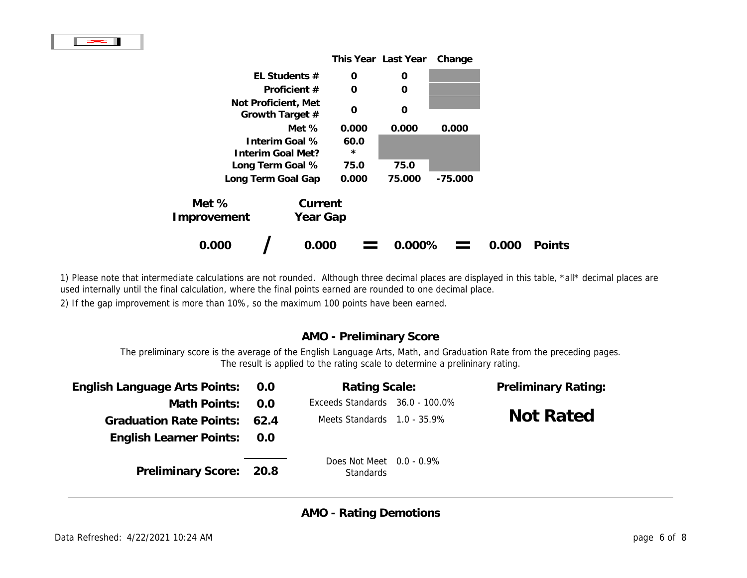| | This Year | Last Year | Change |
|---|---|---|---|
| **EL Students #** | 0 | 0 | |
| **Proficient #** | 0 | 0 | |
| **Not Proficient, Met Growth Target #** | 0 | 0 | |
| **Met %** | 0.000 | 0.000 | 0.000 |
| **Interim Goal %** | 60.0 | | |
| **Interim Goal Met?** | * | | |
| **Long Term Goal %** | 75.0 | 75.0 | |
| **Long Term Goal Gap** | 0.000 | 75.000 | -75.000 |

| Met % Improvement | | Current Year Gap | | | | | |
|---|---|---|---|---|---|---|---|
| **0.000** | **/** | **0.000** | **=** | **0.000%** | **=** | **0.000** | **Points** |

1) Please note that intermediate calculations are not rounded. Although three decimal places are displayed in this table, *all* decimal places are used internally until the final calculation, where the final points earned are rounded to one decimal place.

2) If the gap improvement is more than 10%, so the maximum 100 points have been earned.

## AMO - Preliminary Score

The preliminary score is the average of the English Language Arts, Math, and Graduation Rate from the preceding pages. The result is applied to the rating scale to determine a prelininary rating.

| | |
|---|---|
| **English Language Arts Points:** | **0.0** |
| **Math Points:** | **0.0** |
| **Graduation Rate Points:** | **62.4** |
| **English Learner Points:** | **0.0** |
| **Preliminary Score:** | **20.8** |

**Rating Scale:**

| | |
|---|---|
| Exceeds Standards | 36.0 - 100.0% |
| Meets Standards | 1.0 - 35.9% |
| Does Not Meet Standards | 0.0 - 0.9% |

**Preliminary Rating:**

**Not Rated**

## AMO - Rating Demotions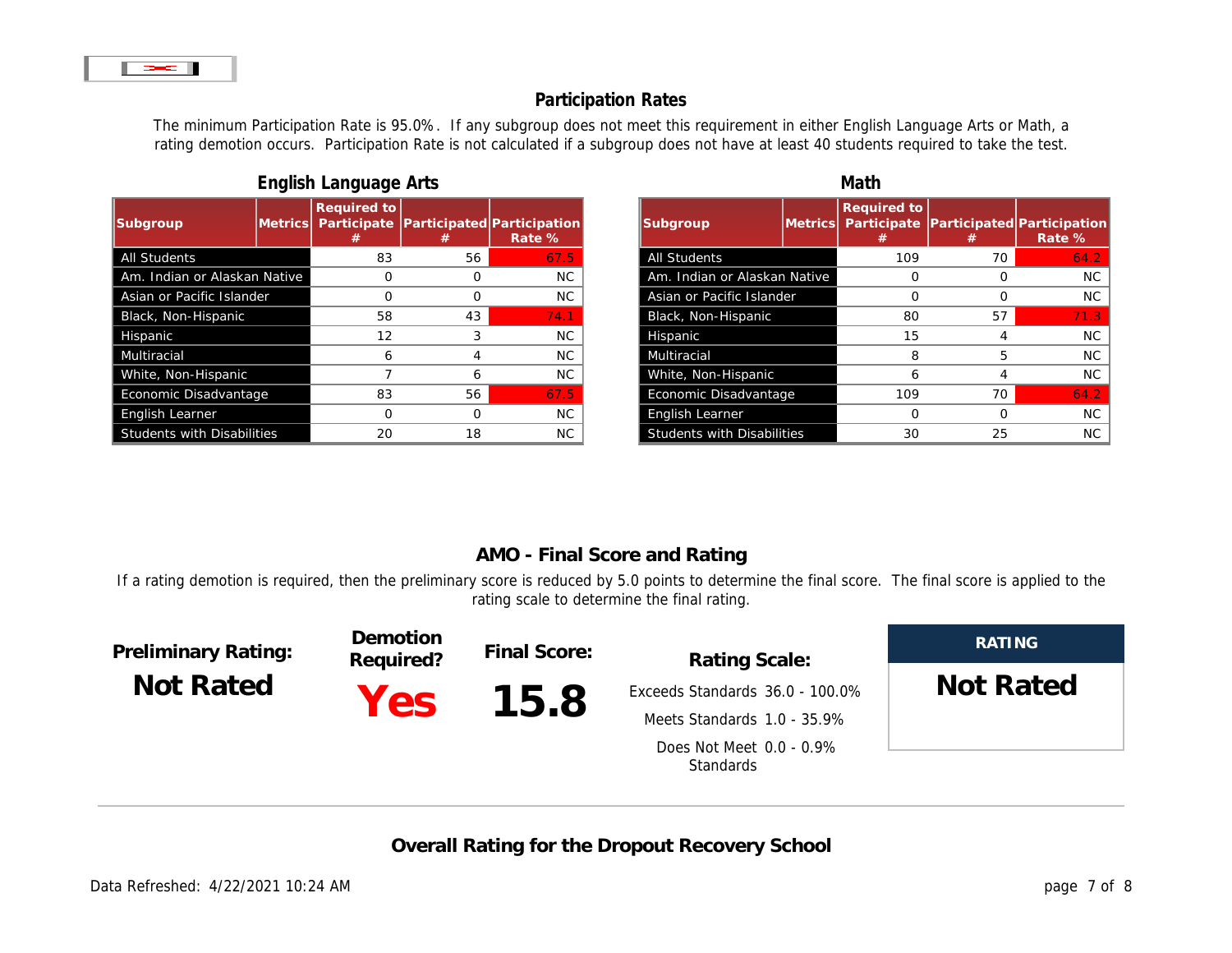## Participation Rates

The minimum Participation Rate is 95.0%. If any subgroup does not meet this requirement in either English Language Arts or Math, a rating demotion occurs. Participation Rate is not calculated if a subgroup does not have at least 40 students required to take the test.

### English Language Arts

| Subgroup | Metrics | Required to Participate # | Participated # | Participation Rate % |
|---|---|---|---|---|
| All Students | | 83 | 56 | 67.5 |
| Am. Indian or Alaskan Native | | 0 | 0 | NC |
| Asian or Pacific Islander | | 0 | 0 | NC |
| Black, Non-Hispanic | | 58 | 43 | 74.1 |
| Hispanic | | 12 | 3 | NC |
| Multiracial | | 6 | 4 | NC |
| White, Non-Hispanic | | 7 | 6 | NC |
| Economic Disadvantage | | 83 | 56 | 67.5 |
| English Learner | | 0 | 0 | NC |
| Students with Disabilities | | 20 | 18 | NC |

### Math

| Subgroup | Metrics | Required to Participate # | Participated # | Participation Rate % |
|---|---|---|---|---|
| All Students | | 109 | 70 | 64.2 |
| Am. Indian or Alaskan Native | | 0 | 0 | NC |
| Asian or Pacific Islander | | 0 | 0 | NC |
| Black, Non-Hispanic | | 80 | 57 | 71.3 |
| Hispanic | | 15 | 4 | NC |
| Multiracial | | 8 | 5 | NC |
| White, Non-Hispanic | | 6 | 4 | NC |
| Economic Disadvantage | | 109 | 70 | 64.2 |
| English Learner | | 0 | 0 | NC |
| Students with Disabilities | | 30 | 25 | NC |

## AMO - Final Score and Rating

If a rating demotion is required, then the preliminary score is reduced by 5.0 points to determine the final score. The final score is applied to the rating scale to determine the final rating.

**Preliminary Rating:** **Not Rated**

**Demotion Required?** **Yes**

**Final Score:** **15.8**

**Rating Scale:**

Exceeds Standards 36.0 - 100.0%

Meets Standards 1.0 - 35.9%

Does Not Meet Standards 0.0 - 0.9%

**RATING**

**Not Rated**

## Overall Rating for the Dropout Recovery School

Data Refreshed: 4/22/2021 10:24 AM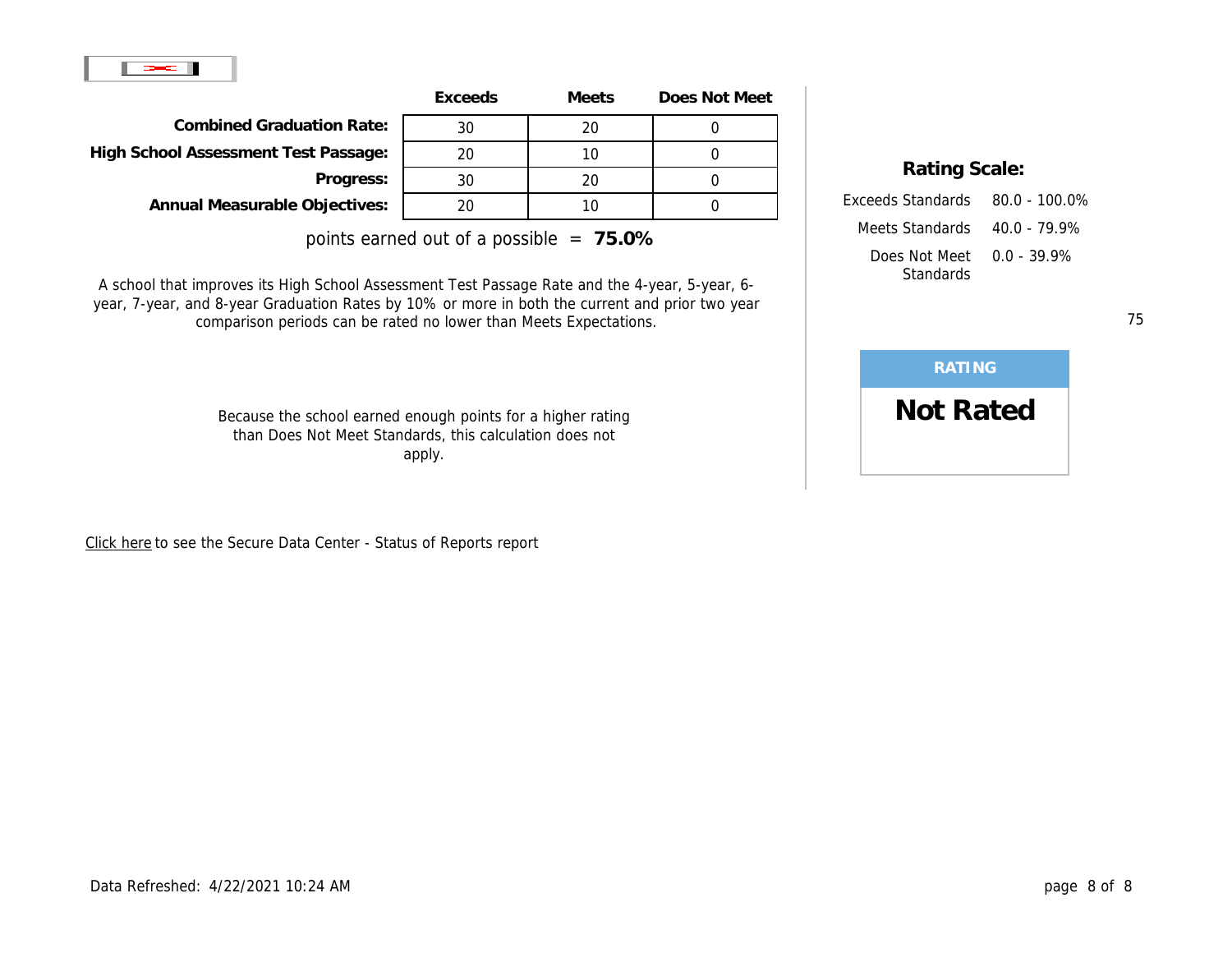| | Exceeds | Meets | Does Not Meet |
|---|---|---|---|
| **Combined Graduation Rate:** | 30 | 20 | 0 |
| **High School Assessment Test Passage:** | 20 | 10 | 0 |
| **Progress:** | 30 | 20 | 0 |
| **Annual Measurable Objectives:** | 20 | 10 | 0 |

points earned out of a possible = **75.0%**

A school that improves its High School Assessment Test Passage Rate and the 4-year, 5-year, 6-year, 7-year, and 8-year Graduation Rates by 10% or more in both the current and prior two year comparison periods can be rated no lower than Meets Expectations.

Because the school earned enough points for a higher rating than Does Not Meet Standards, this calculation does not apply.

## Rating Scale:

| | |
|---|---|
| Exceeds Standards | 80.0 - 100.0% |
| Meets Standards | 40.0 - 79.9% |
| Does Not Meet Standards | 0.0 - 39.9% |

75

**RATING**

**Not Rated**

Click here to see the Secure Data Center - Status of Reports report

Data Refreshed: 4/22/2021 10:24 AM